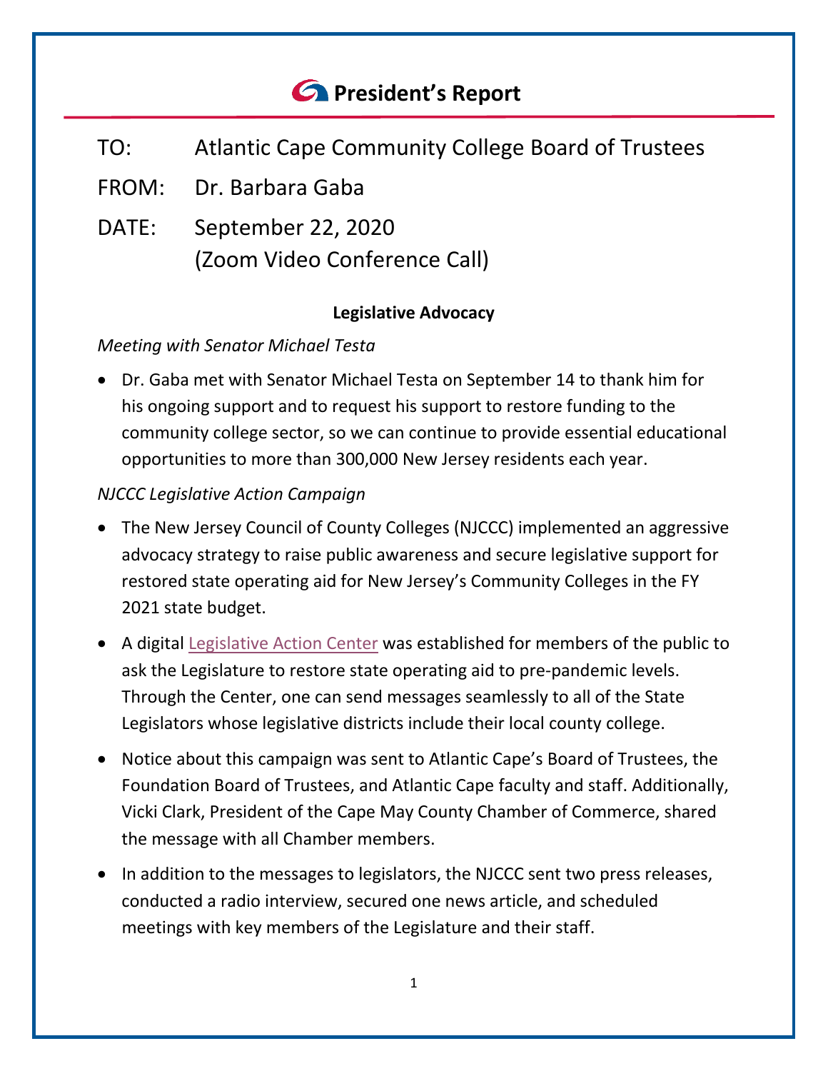# President's Report

TO: Atlantic Cape Community College Board of Trustees

FROM: Dr. Barbara Gaba

DATE: September 22, 2020
(Zoom Video Conference Call)

## Legislative Advocacy

*Meeting with Senator Michael Testa*

- Dr. Gaba met with Senator Michael Testa on September 14 to thank him for his ongoing support and to request his support to restore funding to the community college sector, so we can continue to provide essential educational opportunities to more than 300,000 New Jersey residents each year.

*NJCCC Legislative Action Campaign*

- The New Jersey Council of County Colleges (NJCCC) implemented an aggressive advocacy strategy to raise public awareness and secure legislative support for restored state operating aid for New Jersey's Community Colleges in the FY 2021 state budget.
- A digital Legislative Action Center was established for members of the public to ask the Legislature to restore state operating aid to pre-pandemic levels. Through the Center, one can send messages seamlessly to all of the State Legislators whose legislative districts include their local county college.
- Notice about this campaign was sent to Atlantic Cape's Board of Trustees, the Foundation Board of Trustees, and Atlantic Cape faculty and staff. Additionally, Vicki Clark, President of the Cape May County Chamber of Commerce, shared the message with all Chamber members.
- In addition to the messages to legislators, the NJCCC sent two press releases, conducted a radio interview, secured one news article, and scheduled meetings with key members of the Legislature and their staff.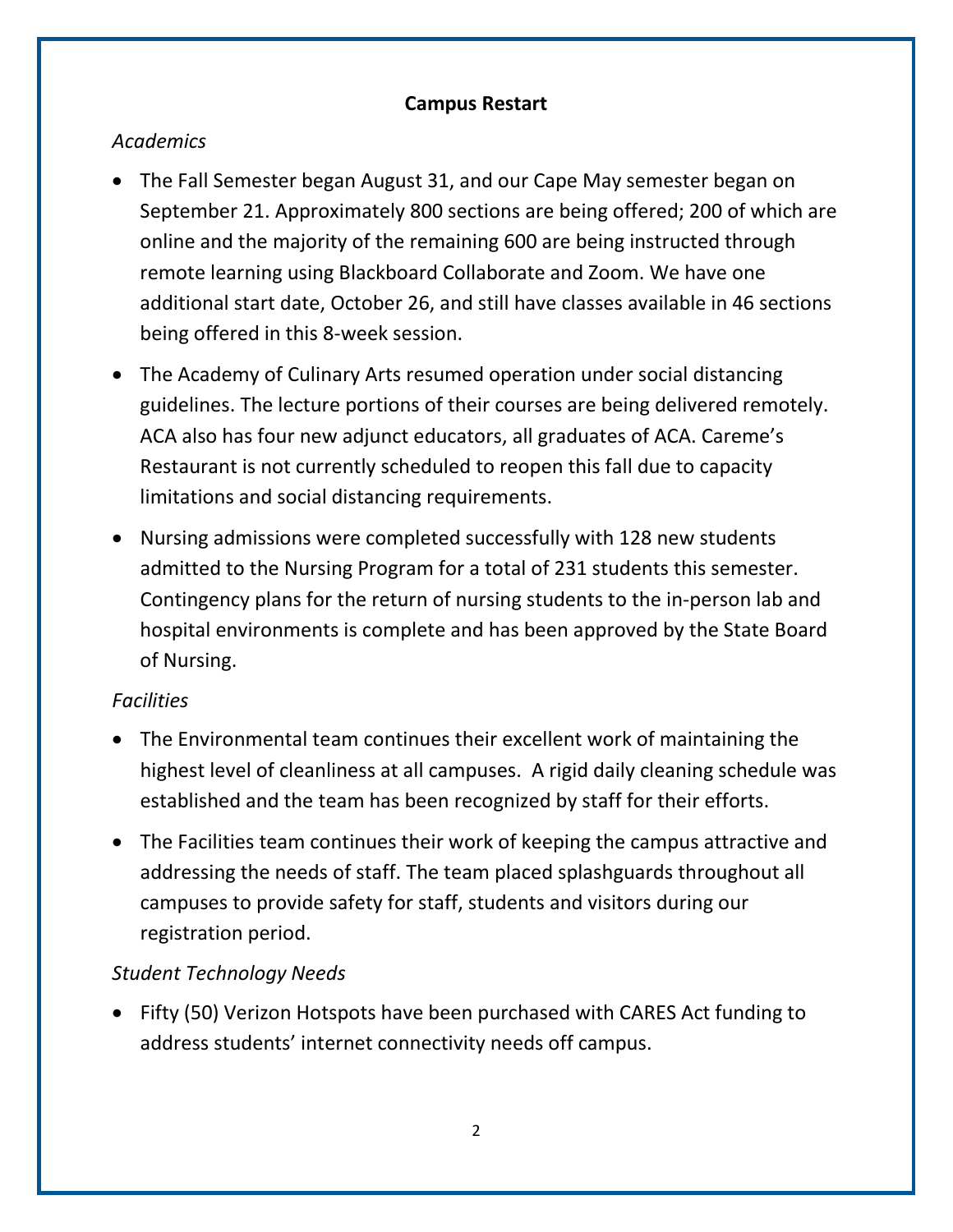## Campus Restart

*Academics*

- The Fall Semester began August 31, and our Cape May semester began on September 21. Approximately 800 sections are being offered; 200 of which are online and the majority of the remaining 600 are being instructed through remote learning using Blackboard Collaborate and Zoom. We have one additional start date, October 26, and still have classes available in 46 sections being offered in this 8-week session.
- The Academy of Culinary Arts resumed operation under social distancing guidelines. The lecture portions of their courses are being delivered remotely. ACA also has four new adjunct educators, all graduates of ACA. Careme's Restaurant is not currently scheduled to reopen this fall due to capacity limitations and social distancing requirements.
- Nursing admissions were completed successfully with 128 new students admitted to the Nursing Program for a total of 231 students this semester. Contingency plans for the return of nursing students to the in-person lab and hospital environments is complete and has been approved by the State Board of Nursing.

*Facilities*

- The Environmental team continues their excellent work of maintaining the highest level of cleanliness at all campuses. A rigid daily cleaning schedule was established and the team has been recognized by staff for their efforts.
- The Facilities team continues their work of keeping the campus attractive and addressing the needs of staff. The team placed splashguards throughout all campuses to provide safety for staff, students and visitors during our registration period.

*Student Technology Needs*

- Fifty (50) Verizon Hotspots have been purchased with CARES Act funding to address students' internet connectivity needs off campus.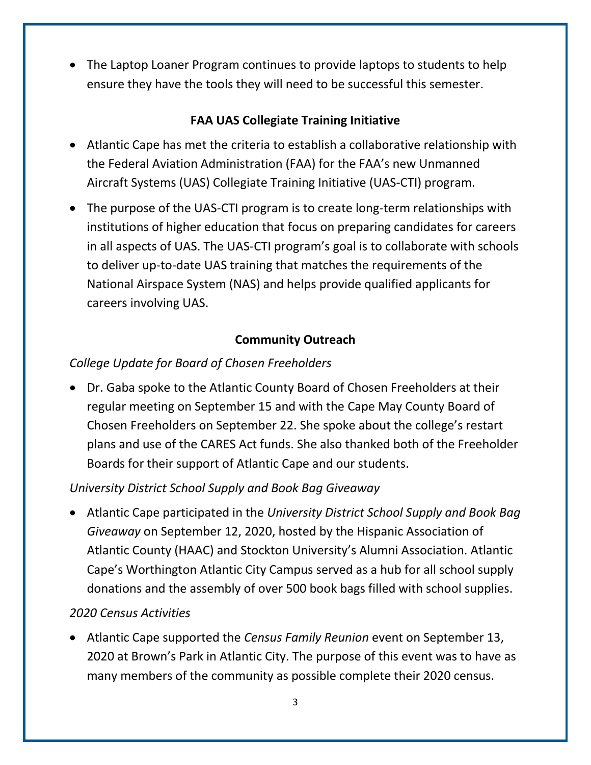- The Laptop Loaner Program continues to provide laptops to students to help ensure they have the tools they will need to be successful this semester.

## FAA UAS Collegiate Training Initiative

- Atlantic Cape has met the criteria to establish a collaborative relationship with the Federal Aviation Administration (FAA) for the FAA's new Unmanned Aircraft Systems (UAS) Collegiate Training Initiative (UAS-CTI) program.
- The purpose of the UAS-CTI program is to create long-term relationships with institutions of higher education that focus on preparing candidates for careers in all aspects of UAS. The UAS-CTI program's goal is to collaborate with schools to deliver up-to-date UAS training that matches the requirements of the National Airspace System (NAS) and helps provide qualified applicants for careers involving UAS.

## Community Outreach

*College Update for Board of Chosen Freeholders*

- Dr. Gaba spoke to the Atlantic County Board of Chosen Freeholders at their regular meeting on September 15 and with the Cape May County Board of Chosen Freeholders on September 22. She spoke about the college's restart plans and use of the CARES Act funds. She also thanked both of the Freeholder Boards for their support of Atlantic Cape and our students.

*University District School Supply and Book Bag Giveaway*

- Atlantic Cape participated in the *University District School Supply and Book Bag Giveaway* on September 12, 2020, hosted by the Hispanic Association of Atlantic County (HAAC) and Stockton University's Alumni Association. Atlantic Cape's Worthington Atlantic City Campus served as a hub for all school supply donations and the assembly of over 500 book bags filled with school supplies.

*2020 Census Activities*

- Atlantic Cape supported the *Census Family Reunion* event on September 13, 2020 at Brown's Park in Atlantic City. The purpose of this event was to have as many members of the community as possible complete their 2020 census.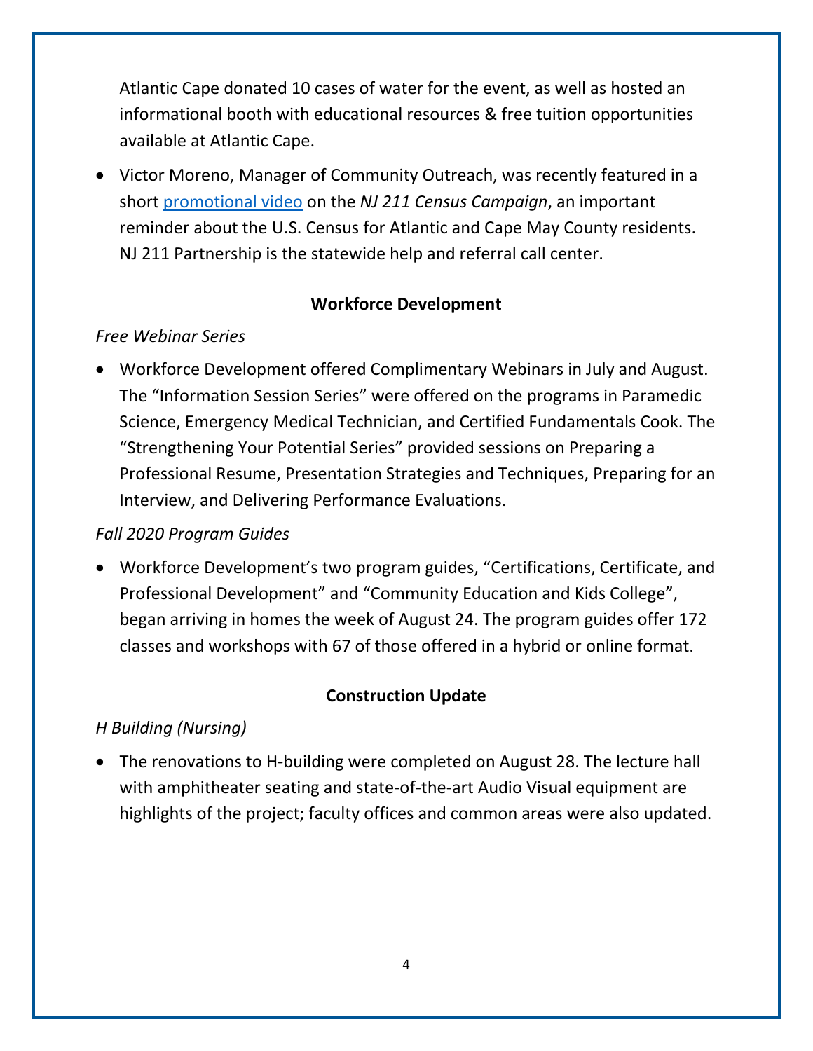Atlantic Cape donated 10 cases of water for the event, as well as hosted an informational booth with educational resources & free tuition opportunities available at Atlantic Cape.

- Victor Moreno, Manager of Community Outreach, was recently featured in a short promotional video on the *NJ 211 Census Campaign*, an important reminder about the U.S. Census for Atlantic and Cape May County residents. NJ 211 Partnership is the statewide help and referral call center.

## Workforce Development

*Free Webinar Series*

- Workforce Development offered Complimentary Webinars in July and August. The "Information Session Series" were offered on the programs in Paramedic Science, Emergency Medical Technician, and Certified Fundamentals Cook. The "Strengthening Your Potential Series" provided sessions on Preparing a Professional Resume, Presentation Strategies and Techniques, Preparing for an Interview, and Delivering Performance Evaluations.

*Fall 2020 Program Guides*

- Workforce Development's two program guides, "Certifications, Certificate, and Professional Development" and "Community Education and Kids College", began arriving in homes the week of August 24. The program guides offer 172 classes and workshops with 67 of those offered in a hybrid or online format.

## Construction Update

*H Building (Nursing)*

- The renovations to H-building were completed on August 28. The lecture hall with amphitheater seating and state-of-the-art Audio Visual equipment are highlights of the project; faculty offices and common areas were also updated.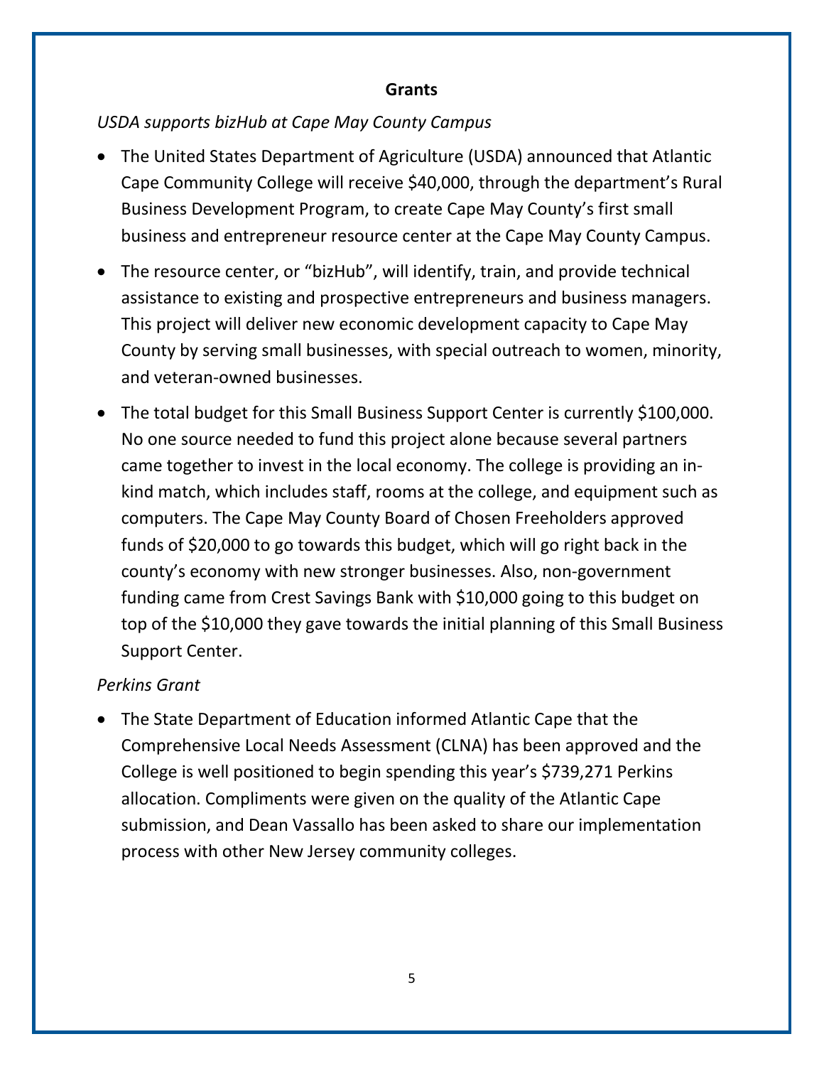## Grants

*USDA supports bizHub at Cape May County Campus*

- The United States Department of Agriculture (USDA) announced that Atlantic Cape Community College will receive $40,000, through the department's Rural Business Development Program, to create Cape May County's first small business and entrepreneur resource center at the Cape May County Campus.
- The resource center, or "bizHub", will identify, train, and provide technical assistance to existing and prospective entrepreneurs and business managers. This project will deliver new economic development capacity to Cape May County by serving small businesses, with special outreach to women, minority, and veteran-owned businesses.
- The total budget for this Small Business Support Center is currently $100,000. No one source needed to fund this project alone because several partners came together to invest in the local economy. The college is providing an in-kind match, which includes staff, rooms at the college, and equipment such as computers. The Cape May County Board of Chosen Freeholders approved funds of $20,000 to go towards this budget, which will go right back in the county's economy with new stronger businesses. Also, non-government funding came from Crest Savings Bank with $10,000 going to this budget on top of the $10,000 they gave towards the initial planning of this Small Business Support Center.

*Perkins Grant*

- The State Department of Education informed Atlantic Cape that the Comprehensive Local Needs Assessment (CLNA) has been approved and the College is well positioned to begin spending this year's $739,271 Perkins allocation. Compliments were given on the quality of the Atlantic Cape submission, and Dean Vassallo has been asked to share our implementation process with other New Jersey community colleges.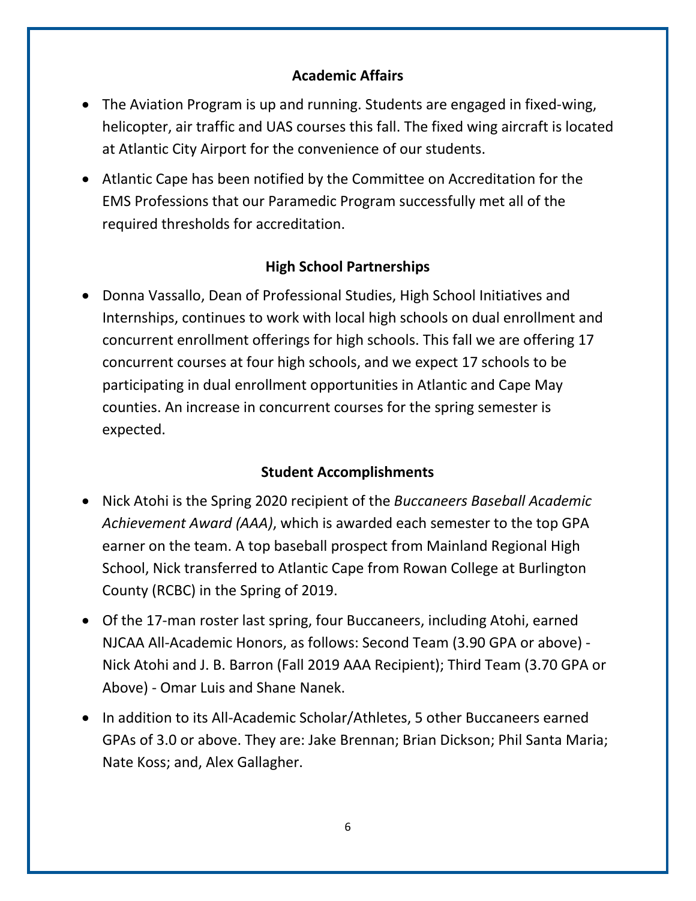## Academic Affairs

- The Aviation Program is up and running. Students are engaged in fixed-wing, helicopter, air traffic and UAS courses this fall. The fixed wing aircraft is located at Atlantic City Airport for the convenience of our students.
- Atlantic Cape has been notified by the Committee on Accreditation for the EMS Professions that our Paramedic Program successfully met all of the required thresholds for accreditation.

## High School Partnerships

- Donna Vassallo, Dean of Professional Studies, High School Initiatives and Internships, continues to work with local high schools on dual enrollment and concurrent enrollment offerings for high schools. This fall we are offering 17 concurrent courses at four high schools, and we expect 17 schools to be participating in dual enrollment opportunities in Atlantic and Cape May counties. An increase in concurrent courses for the spring semester is expected.

## Student Accomplishments

- Nick Atohi is the Spring 2020 recipient of the *Buccaneers Baseball Academic Achievement Award (AAA)*, which is awarded each semester to the top GPA earner on the team. A top baseball prospect from Mainland Regional High School, Nick transferred to Atlantic Cape from Rowan College at Burlington County (RCBC) in the Spring of 2019.
- Of the 17-man roster last spring, four Buccaneers, including Atohi, earned NJCAA All-Academic Honors, as follows: Second Team (3.90 GPA or above) - Nick Atohi and J. B. Barron (Fall 2019 AAA Recipient); Third Team (3.70 GPA or Above) - Omar Luis and Shane Nanek.
- In addition to its All-Academic Scholar/Athletes, 5 other Buccaneers earned GPAs of 3.0 or above. They are: Jake Brennan; Brian Dickson; Phil Santa Maria; Nate Koss; and, Alex Gallagher.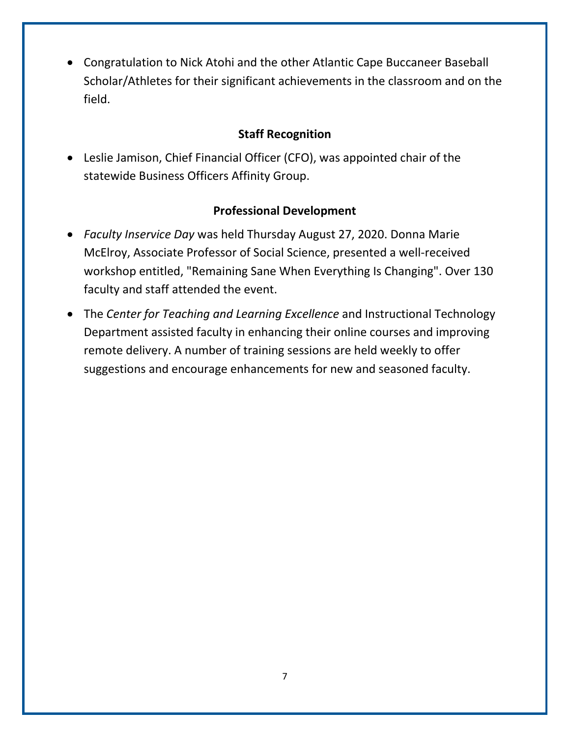- Congratulation to Nick Atohi and the other Atlantic Cape Buccaneer Baseball Scholar/Athletes for their significant achievements in the classroom and on the field.

### Staff Recognition

- Leslie Jamison, Chief Financial Officer (CFO), was appointed chair of the statewide Business Officers Affinity Group.

### Professional Development

- *Faculty Inservice Day* was held Thursday August 27, 2020. Donna Marie McElroy, Associate Professor of Social Science, presented a well-received workshop entitled, "Remaining Sane When Everything Is Changing". Over 130 faculty and staff attended the event.
- The *Center for Teaching and Learning Excellence* and Instructional Technology Department assisted faculty in enhancing their online courses and improving remote delivery. A number of training sessions are held weekly to offer suggestions and encourage enhancements for new and seasoned faculty.